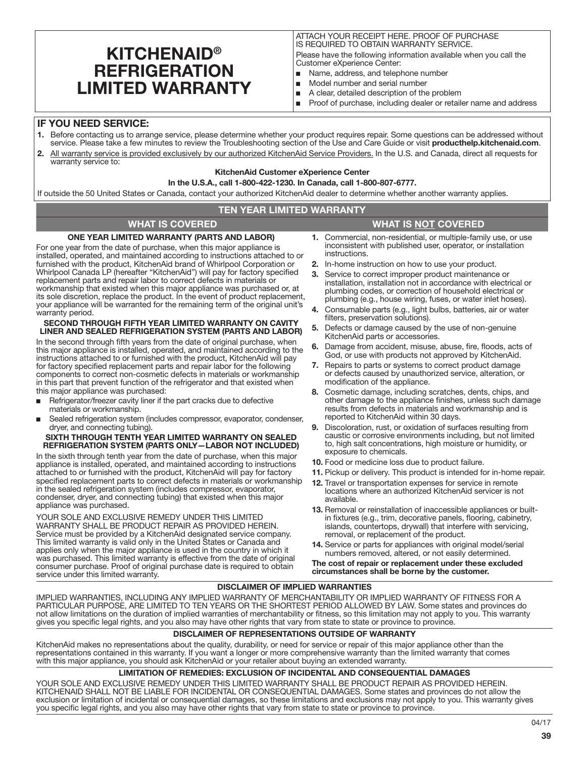# KITCHENAID® REFRIGERATION LIMITED WARRANTY

ATTACH YOUR RECEIPT HERE. PROOF OF PURCHASE IS REQUIRED TO OBTAIN WARRANTY SERVICE.

Please have the following information available when you call the Customer eXperience Center:

- Name, address, and telephone number
- Model number and serial number
- A clear, detailed description of the problem
- Proof of purchase, including dealer or retailer name and address

## IF YOU NEED SERVICE:

1. Before contacting us to arrange service, please determine whether your product requires repair. Some questions can be addressed without service. Please take a few minutes to review the Troubleshooting section of the Use and Care Guide or visit **producthelp.kitchenaid.com**.
2. All warranty service is provided exclusively by our authorized KitchenAid Service Providers. In the U.S. and Canada, direct all requests for warranty service to:

**KitchenAid Customer eXperience Center**

**In the U.S.A., call 1-800-422-1230. In Canada, call 1-800-807-6777.**

If outside the 50 United States or Canada, contact your authorized KitchenAid dealer to determine whether another warranty applies.

## TEN YEAR LIMITED WARRANTY

### WHAT IS COVERED

**ONE YEAR LIMITED WARRANTY (PARTS AND LABOR)**

For one year from the date of purchase, when this major appliance is installed, operated, and maintained according to instructions attached to or furnished with the product, KitchenAid brand of Whirlpool Corporation or Whirlpool Canada LP (hereafter "KitchenAid") will pay for factory specified replacement parts and repair labor to correct defects in materials or workmanship that existed when this major appliance was purchased or, at its sole discretion, replace the product. In the event of product replacement, your appliance will be warranted for the remaining term of the original unit's warranty period.

**SECOND THROUGH FIFTH YEAR LIMITED WARRANTY ON CAVITY LINER AND SEALED REFRIGERATION SYSTEM (PARTS AND LABOR)**

In the second through fifth years from the date of original purchase, when this major appliance is installed, operated, and maintained according to the instructions attached to or furnished with the product, KitchenAid will pay for factory specified replacement parts and repair labor for the following components to correct non-cosmetic defects in materials or workmanship in this part that prevent function of the refrigerator and that existed when this major appliance was purchased:

- Refrigerator/freezer cavity liner if the part cracks due to defective materials or workmanship.
- Sealed refrigeration system (includes compressor, evaporator, condenser, dryer, and connecting tubing).

**SIXTH THROUGH TENTH YEAR LIMITED WARRANTY ON SEALED REFRIGERATION SYSTEM (PARTS ONLY—LABOR NOT INCLUDED)**

In the sixth through tenth year from the date of purchase, when this major appliance is installed, operated, and maintained according to instructions attached to or furnished with the product, KitchenAid will pay for factory specified replacement parts to correct defects in materials or workmanship in the sealed refrigeration system (includes compressor, evaporator, condenser, dryer, and connecting tubing) that existed when this major appliance was purchased.

YOUR SOLE AND EXCLUSIVE REMEDY UNDER THIS LIMITED WARRANTY SHALL BE PRODUCT REPAIR AS PROVIDED HEREIN. Service must be provided by a KitchenAid designated service company. This limited warranty is valid only in the United States or Canada and applies only when the major appliance is used in the country in which it was purchased. This limited warranty is effective from the date of original consumer purchase. Proof of original purchase date is required to obtain service under this limited warranty.

### WHAT IS NOT COVERED

1. Commercial, non-residential, or multiple-family use, or use inconsistent with published user, operator, or installation instructions.
2. In-home instruction on how to use your product.
3. Service to correct improper product maintenance or installation, installation not in accordance with electrical or plumbing codes, or correction of household electrical or plumbing (e.g., house wiring, fuses, or water inlet hoses).
4. Consumable parts (e.g., light bulbs, batteries, air or water filters, preservation solutions).
5. Defects or damage caused by the use of non-genuine KitchenAid parts or accessories.
6. Damage from accident, misuse, abuse, fire, floods, acts of God, or use with products not approved by KitchenAid.
7. Repairs to parts or systems to correct product damage or defects caused by unauthorized service, alteration, or modification of the appliance.
8. Cosmetic damage, including scratches, dents, chips, and other damage to the appliance finishes, unless such damage results from defects in materials and workmanship and is reported to KitchenAid within 30 days.
9. Discoloration, rust, or oxidation of surfaces resulting from caustic or corrosive environments including, but not limited to, high salt concentrations, high moisture or humidity, or exposure to chemicals.
10. Food or medicine loss due to product failure.
11. Pickup or delivery. This product is intended for in-home repair.
12. Travel or transportation expenses for service in remote locations where an authorized KitchenAid servicer is not available.
13. Removal or reinstallation of inaccessible appliances or built-in fixtures (e.g., trim, decorative panels, flooring, cabinetry, islands, countertops, drywall) that interfere with servicing, removal, or replacement of the product.
14. Service or parts for appliances with original model/serial numbers removed, altered, or not easily determined.

**The cost of repair or replacement under these excluded circumstances shall be borne by the customer.**

### DISCLAIMER OF IMPLIED WARRANTIES

IMPLIED WARRANTIES, INCLUDING ANY IMPLIED WARRANTY OF MERCHANTABILITY OR IMPLIED WARRANTY OF FITNESS FOR A PARTICULAR PURPOSE, ARE LIMITED TO TEN YEARS OR THE SHORTEST PERIOD ALLOWED BY LAW. Some states and provinces do not allow limitations on the duration of implied warranties of merchantability or fitness, so this limitation may not apply to you. This warranty gives you specific legal rights, and you also may have other rights that vary from state to state or province to province.

### DISCLAIMER OF REPRESENTATIONS OUTSIDE OF WARRANTY

KitchenAid makes no representations about the quality, durability, or need for service or repair of this major appliance other than the representations contained in this warranty. If you want a longer or more comprehensive warranty than the limited warranty that comes with this major appliance, you should ask KitchenAid or your retailer about buying an extended warranty.

### LIMITATION OF REMEDIES: EXCLUSION OF INCIDENTAL AND CONSEQUENTIAL DAMAGES

YOUR SOLE AND EXCLUSIVE REMEDY UNDER THIS LIMITED WARRANTY SHALL BE PRODUCT REPAIR AS PROVIDED HEREIN. KITCHENAID SHALL NOT BE LIABLE FOR INCIDENTAL OR CONSEQUENTIAL DAMAGES. Some states and provinces do not allow the exclusion or limitation of incidental or consequential damages, so these limitations and exclusions may not apply to you. This warranty gives you specific legal rights, and you also may have other rights that vary from state to state or province to province.

04/17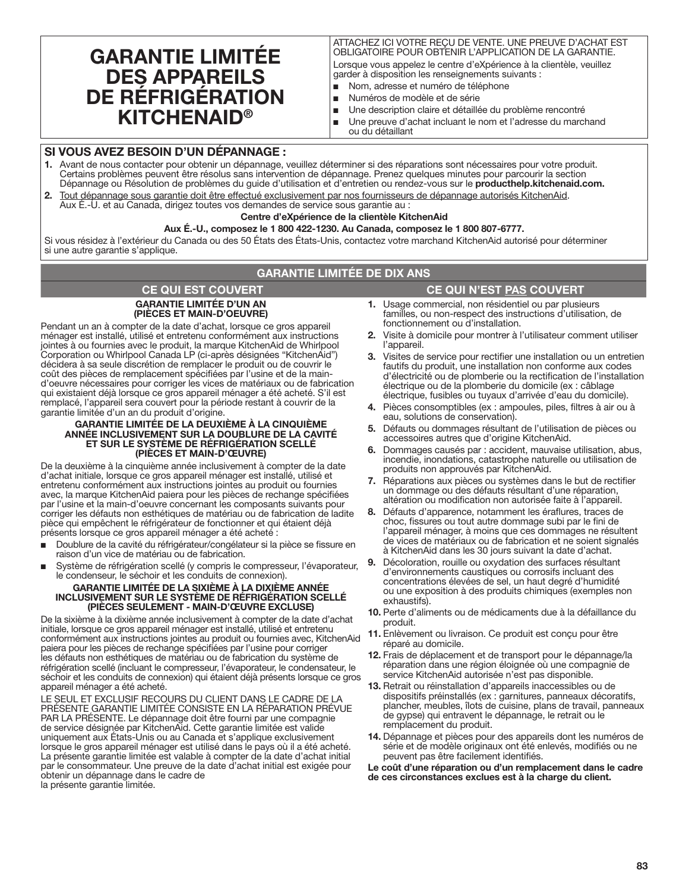# GARANTIE LIMITÉE DES APPAREILS DE RÉFRIGÉRATION KITCHENAID®

ATTACHEZ ICI VOTRE REÇU DE VENTE. UNE PREUVE D'ACHAT EST OBLIGATOIRE POUR OBTENIR L'APPLICATION DE LA GARANTIE.

Lorsque vous appelez le centre d'eXpérience à la clientèle, veuillez garder à disposition les renseignements suivants :

- Nom, adresse et numéro de téléphone
- Numéros de modèle et de série
- Une description claire et détaillée du problème rencontré
- Une preuve d'achat incluant le nom et l'adresse du marchand ou du détaillant

## SI VOUS AVEZ BESOIN D'UN DÉPANNAGE :

1. Avant de nous contacter pour obtenir un dépannage, veuillez déterminer si des réparations sont nécessaires pour votre produit. Certains problèmes peuvent être résolus sans intervention de dépannage. Prenez quelques minutes pour parcourir la section Dépannage ou Résolution de problèmes du guide d'utilisation et d'entretien ou rendez-vous sur le **producthelp.kitchenaid.com.**
2. Tout dépannage sous garantie doit être effectué exclusivement par nos fournisseurs de dépannage autorisés KitchenAid. Aux É.-U. et au Canada, dirigez toutes vos demandes de service sous garantie au :

**Centre d'eXpérience de la clientèle KitchenAid**

**Aux É.-U., composez le 1 800 422-1230. Au Canada, composez le 1 800 807-6777.**

Si vous résidez à l'extérieur du Canada ou des 50 États des États-Unis, contactez votre marchand KitchenAid autorisé pour déterminer si une autre garantie s'applique.

## GARANTIE LIMITÉE DE DIX ANS

### CE QUI EST COUVERT

**GARANTIE LIMITÉE D'UN AN (PIÈCES ET MAIN-D'OEUVRE)**

Pendant un an à compter de la date d'achat, lorsque ce gros appareil ménager est installé, utilisé et entretenu conformément aux instructions jointes à ou fournies avec le produit, la marque KitchenAid de Whirlpool Corporation ou Whirlpool Canada LP (ci-après désignées "KitchenAid") décidera à sa seule discrétion de remplacer le produit ou de couvrir le coût des pièces de remplacement spécifiées par l'usine et de la main-d'oeuvre nécessaires pour corriger les vices de matériaux ou de fabrication qui existaient déjà lorsque ce gros appareil ménager a été acheté. S'il est remplacé, l'appareil sera couvert pour la période restant à couvrir de la garantie limitée d'un an du produit d'origine.

**GARANTIE LIMITÉE DE LA DEUXIÈME À LA CINQUIÈME ANNÉE INCLUSIVEMENT SUR LA DOUBLURE DE LA CAVITÉ ET SUR LE SYSTÈME DE RÉFRIGÉRATION SCELLÉ (PIÈCES ET MAIN-D'ŒUVRE)**

De la deuxième à la cinquième année inclusivement à compter de la date d'achat initiale, lorsque ce gros appareil ménager est installé, utilisé et entretenu conformément aux instructions jointes au produit ou fournies avec, la marque KitchenAid paiera pour les pièces de rechange spécifiées par l'usine et la main-d'oeuvre concernant les composants suivants pour corriger les défauts non esthétiques de matériau ou de fabrication de ladite pièce qui empêchent le réfrigérateur de fonctionner et qui étaient déjà présents lorsque ce gros appareil ménager a été acheté :

- Doublure de la cavité du réfrigérateur/congélateur si la pièce se fissure en raison d'un vice de matériau ou de fabrication.
- Système de réfrigération scellé (y compris le compresseur, l'évaporateur, le condenseur, le séchoir et les conduits de connexion).

**GARANTIE LIMITÉE DE LA SIXIÈME À LA DIXIÈME ANNÉE INCLUSIVEMENT SUR LE SYSTÈME DE RÉFRIGÉRATION SCELLÉ (PIÈCES SEULEMENT - MAIN-D'ŒUVRE EXCLUSE)**

De la sixième à la dixième année inclusivement à compter de la date d'achat initiale, lorsque ce gros appareil ménager est installé, utilisé et entretenu conformément aux instructions jointes au produit ou fournies avec, KitchenAid paiera pour les pièces de rechange spécifiées par l'usine pour corriger les défauts non esthétiques de matériau ou de fabrication du système de réfrigération scellé (incluant le compresseur, l'évaporateur, le condensateur, le séchoir et les conduits de connexion) qui étaient déjà présents lorsque ce gros appareil ménager a été acheté.

LE SEUL ET EXCLUSIF RECOURS DU CLIENT DANS LE CADRE DE LA PRÉSENTE GARANTIE LIMITÉE CONSISTE EN LA RÉPARATION PRÉVUE PAR LA PRÉSENTE. Le dépannage doit être fourni par une compagnie de service désignée par KitchenAid. Cette garantie limitée est valide uniquement aux États-Unis ou au Canada et s'applique exclusivement lorsque le gros appareil ménager est utilisé dans le pays où il a été acheté. La présente garantie limitée est valable à compter de la date d'achat initial par le consommateur. Une preuve de la date d'achat initial est exigée pour obtenir un dépannage dans le cadre de la présente garantie limitée.

### CE QUI N'EST PAS COUVERT

1. Usage commercial, non résidentiel ou par plusieurs familles, ou non-respect des instructions d'utilisation, de fonctionnement ou d'installation.
2. Visite à domicile pour montrer à l'utilisateur comment utiliser l'appareil.
3. Visites de service pour rectifier une installation ou un entretien fautifs du produit, une installation non conforme aux codes d'électricité ou de plomberie ou la rectification de l'installation électrique ou de la plomberie du domicile (ex : câblage électrique, fusibles ou tuyaux d'arrivée d'eau du domicile).
4. Pièces consomptibles (ex : ampoules, piles, filtres à air ou à eau, solutions de conservation).
5. Défauts ou dommages résultant de l'utilisation de pièces ou accessoires autres que d'origine KitchenAid.
6. Dommages causés par : accident, mauvaise utilisation, abus, incendie, inondations, catastrophe naturelle ou utilisation de produits non approuvés par KitchenAid.
7. Réparations aux pièces ou systèmes dans le but de rectifier un dommage ou des défauts résultant d'une réparation, altération ou modification non autorisée faite à l'appareil.
8. Défauts d'apparence, notamment les éraflures, traces de choc, fissures ou tout autre dommage subi par le fini de l'appareil ménager, à moins que ces dommages ne résultent de vices de matériaux ou de fabrication et ne soient signalés à KitchenAid dans les 30 jours suivant la date d'achat.
9. Décoloration, rouille ou oxydation des surfaces résultant d'environnements caustiques ou corrosifs incluant des concentrations élevées de sel, un haut degré d'humidité ou une exposition à des produits chimiques (exemples non exhaustifs).
10. Perte d'aliments ou de médicaments due à la défaillance du produit.
11. Enlèvement ou livraison. Ce produit est conçu pour être réparé au domicile.
12. Frais de déplacement et de transport pour le dépannage/la réparation dans une région éloignée où une compagnie de service KitchenAid autorisée n'est pas disponible.
13. Retrait ou réinstallation d'appareils inaccessibles ou de dispositifs préinstallés (ex : garnitures, panneaux décoratifs, plancher, meubles, îlots de cuisine, plans de travail, panneaux de gypse) qui entravent le dépannage, le retrait ou le remplacement du produit.
14. Dépannage et pièces pour des appareils dont les numéros de série et de modèle originaux ont été enlevés, modifiés ou ne peuvent pas être facilement identifiés.

**Le coût d'une réparation ou d'un remplacement dans le cadre de ces circonstances exclues est à la charge du client.**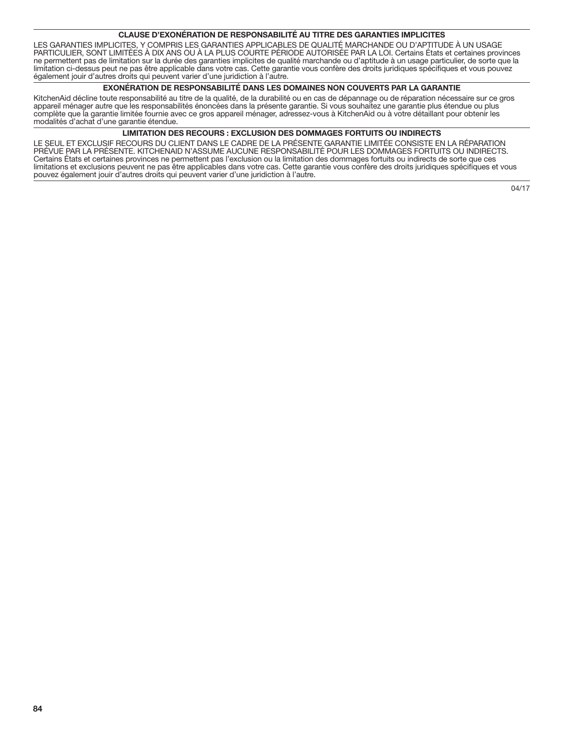### CLAUSE D'EXONÉRATION DE RESPONSABILITÉ AU TITRE DES GARANTIES IMPLICITES

LES GARANTIES IMPLICITES, Y COMPRIS LES GARANTIES APPLICABLES DE QUALITÉ MARCHANDE OU D'APTITUDE À UN USAGE PARTICULIER, SONT LIMITÉES À DIX ANS OU À LA PLUS COURTE PÉRIODE AUTORISÉE PAR LA LOI. Certains États et certaines provinces ne permettent pas de limitation sur la durée des garanties implicites de qualité marchande ou d'aptitude à un usage particulier, de sorte que la limitation ci-dessus peut ne pas être applicable dans votre cas. Cette garantie vous confère des droits juridiques spécifiques et vous pouvez également jouir d'autres droits qui peuvent varier d'une juridiction à l'autre.

### EXONÉRATION DE RESPONSABILITÉ DANS LES DOMAINES NON COUVERTS PAR LA GARANTIE

KitchenAid décline toute responsabilité au titre de la qualité, de la durabilité ou en cas de dépannage ou de réparation nécessaire sur ce gros appareil ménager autre que les responsabilités énoncées dans la présente garantie. Si vous souhaitez une garantie plus étendue ou plus complète que la garantie limitée fournie avec ce gros appareil ménager, adressez-vous à KitchenAid ou à votre détaillant pour obtenir les modalités d'achat d'une garantie étendue.

### LIMITATION DES RECOURS : EXCLUSION DES DOMMAGES FORTUITS OU INDIRECTS

LE SEUL ET EXCLUSIF RECOURS DU CLIENT DANS LE CADRE DE LA PRÉSENTE GARANTIE LIMITÉE CONSISTE EN LA RÉPARATION PRÉVUE PAR LA PRÉSENTE. KITCHENAID N'ASSUME AUCUNE RESPONSABILITÉ POUR LES DOMMAGES FORTUITS OU INDIRECTS. Certains États et certaines provinces ne permettent pas l'exclusion ou la limitation des dommages fortuits ou indirects de sorte que ces limitations et exclusions peuvent ne pas être applicables dans votre cas. Cette garantie vous confère des droits juridiques spécifiques et vous pouvez également jouir d'autres droits qui peuvent varier d'une juridiction à l'autre.

04/17